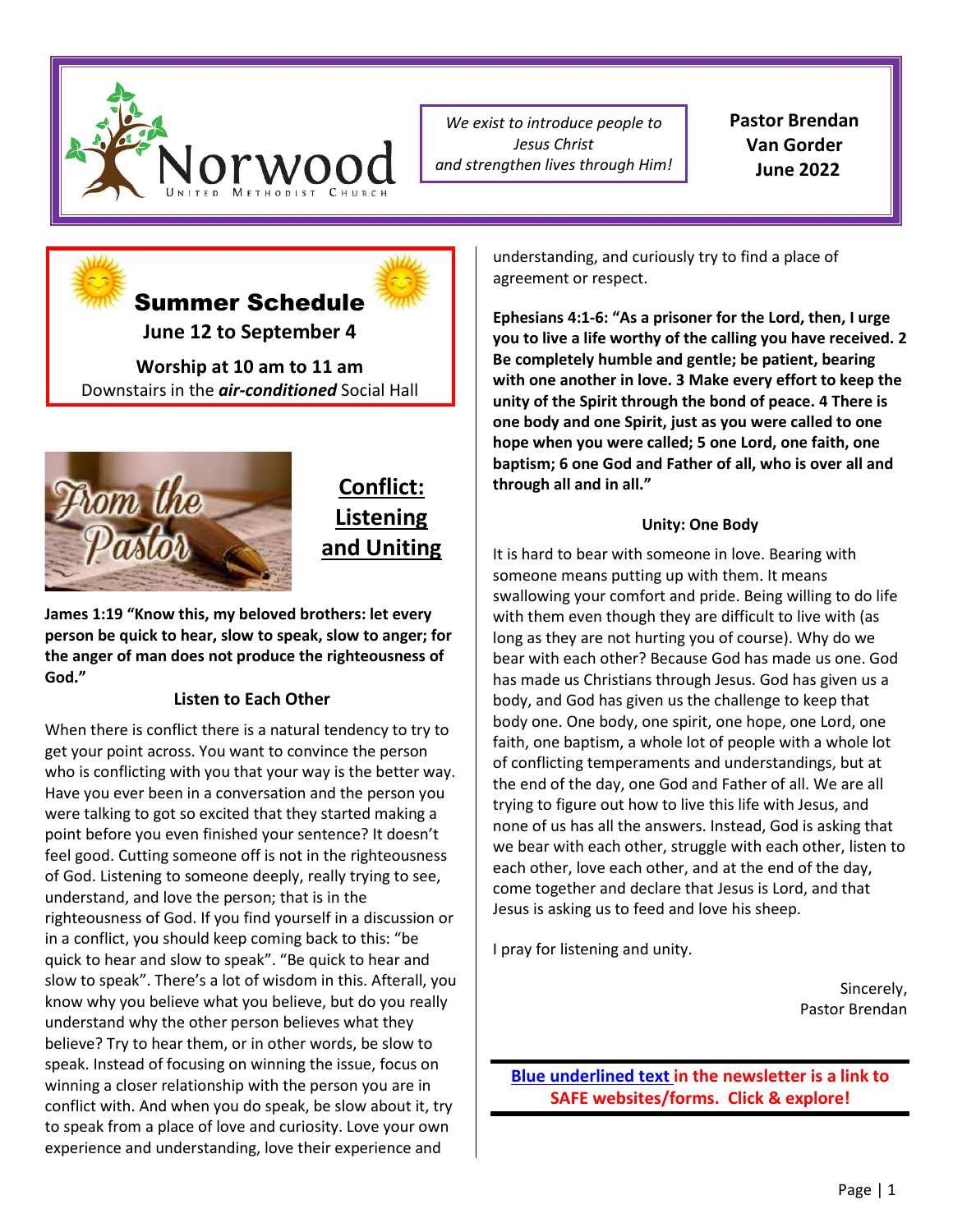Norwood
United Methodist Church

*We exist to introduce people to Jesus Christ and strengthen lives through Him!*

**Pastor Brendan Van Gorder**
**June 2022**

## Summer Schedule

**June 12 to September 4**

**Worship at 10 am to 11 am**
Downstairs in the ***air-conditioned*** Social Hall

From the Pastor

## Conflict: Listening and Uniting

**James 1:19 "Know this, my beloved brothers: let every person be quick to hear, slow to speak, slow to anger; for the anger of man does not produce the righteousness of God."**

**Listen to Each Other**

When there is conflict there is a natural tendency to try to get your point across. You want to convince the person who is conflicting with you that your way is the better way. Have you ever been in a conversation and the person you were talking to got so excited that they started making a point before you even finished your sentence? It doesn't feel good. Cutting someone off is not in the righteousness of God. Listening to someone deeply, really trying to see, understand, and love the person; that is in the righteousness of God. If you find yourself in a discussion or in a conflict, you should keep coming back to this: "be quick to hear and slow to speak". "Be quick to hear and slow to speak". There's a lot of wisdom in this. Afterall, you know why you believe what you believe, but do you really understand why the other person believes what they believe? Try to hear them, or in other words, be slow to speak. Instead of focusing on winning the issue, focus on winning a closer relationship with the person you are in conflict with. And when you do speak, be slow about it, try to speak from a place of love and curiosity. Love your own experience and understanding, love their experience and understanding, and curiously try to find a place of agreement or respect.

**Ephesians 4:1-6: "As a prisoner for the Lord, then, I urge you to live a life worthy of the calling you have received. 2 Be completely humble and gentle; be patient, bearing with one another in love. 3 Make every effort to keep the unity of the Spirit through the bond of peace. 4 There is one body and one Spirit, just as you were called to one hope when you were called; 5 one Lord, one faith, one baptism; 6 one God and Father of all, who is over all and through all and in all."**

**Unity: One Body**

It is hard to bear with someone in love. Bearing with someone means putting up with them. It means swallowing your comfort and pride. Being willing to do life with them even though they are difficult to live with (as long as they are not hurting you of course). Why do we bear with each other? Because God has made us one. God has made us Christians through Jesus. God has given us a body, and God has given us the challenge to keep that body one. One body, one spirit, one hope, one Lord, one faith, one baptism, a whole lot of people with a whole lot of conflicting temperaments and understandings, but at the end of the day, one God and Father of all. We are all trying to figure out how to live this life with Jesus, and none of us has all the answers. Instead, God is asking that we bear with each other, struggle with each other, listen to each other, love each other, and at the end of the day, come together and declare that Jesus is Lord, and that Jesus is asking us to feed and love his sheep.

I pray for listening and unity.

Sincerely,
Pastor Brendan

**Blue underlined text in the newsletter is a link to SAFE websites/forms. Click & explore!**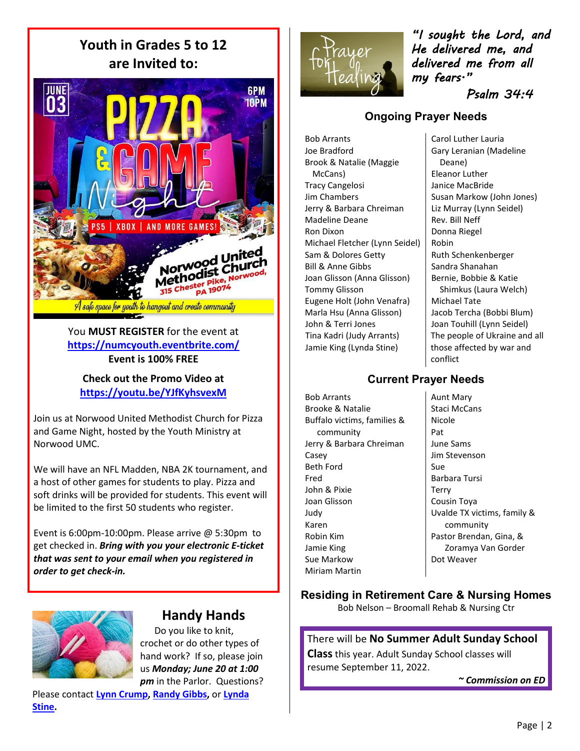## Youth in Grades 5 to 12 are Invited to:

JUNE 03

6PM 10PM

# PIZZA & GAME Night

PS5 | XBOX | AND MORE GAMES!

Norwood United Methodist Church
315 Chester Pike, Norwood, PA 19074

*A safe space for youth to hangout and create community*

You **MUST REGISTER** for the event at **https://numcyouth.eventbrite.com/**
**Event is 100% FREE**

**Check out the Promo Video at https://youtu.be/YJfKyhsvexM**

Join us at Norwood United Methodist Church for Pizza and Game Night, hosted by the Youth Ministry at Norwood UMC.

We will have an NFL Madden, NBA 2K tournament, and a host of other games for students to play. Pizza and soft drinks will be provided for students. This event will be limited to the first 50 students who register.

Event is 6:00pm-10:00pm. Please arrive @ 5:30pm to get checked in. ***Bring with you your electronic E-ticket that was sent to your email when you registered in order to get check-in.***

## Handy Hands

Do you like to knit, crochet or do other types of hand work? If so, please join us ***Monday; June 20 at 1:00 pm*** in the Parlor. Questions? Please contact **Lynn Crump**, **Randy Gibbs**, or **Lynda Stine**.

## Prayer for Healing

*"I sought the Lord, and He delivered me, and delivered me from all my fears."*
*Psalm 34:4*

### Ongoing Prayer Needs

- Bob Arrants
- Joe Bradford
- Brook & Natalie (Maggie McCans)
- Tracy Cangelosi
- Jim Chambers
- Jerry & Barbara Chreiman
- Madeline Deane
- Ron Dixon
- Michael Fletcher (Lynn Seidel)
- Sam & Dolores Getty
- Bill & Anne Gibbs
- Joan Glisson (Anna Glisson)
- Tommy Glisson
- Eugene Holt (John Venafra)
- Marla Hsu (Anna Glisson)
- John & Terri Jones
- Tina Kadri (Judy Arrants)
- Jamie King (Lynda Stine)
- Carol Luther Lauria
- Gary Leranian (Madeline Deane)
- Eleanor Luther
- Janice MacBride
- Susan Markow (John Jones)
- Liz Murray (Lynn Seidel)
- Rev. Bill Neff
- Donna Riegel
- Robin
- Ruth Schenkenberger
- Sandra Shanahan
- Bernie, Bobbie & Katie Shimkus (Laura Welch)
- Michael Tate
- Jacob Tercha (Bobbi Blum)
- Joan Touhill (Lynn Seidel)
- The people of Ukraine and all those affected by war and conflict

### Current Prayer Needs

- Bob Arrants
- Brooke & Natalie
- Buffalo victims, families & community
- Jerry & Barbara Chreiman
- Casey
- Beth Ford
- Fred
- John & Pixie
- Joan Glisson
- Judy
- Karen
- Robin Kim
- Jamie King
- Sue Markow
- Miriam Martin
- Aunt Mary
- Staci McCans
- Nicole
- Pat
- June Sams
- Jim Stevenson
- Sue
- Barbara Tursi
- Terry
- Cousin Toya
- Uvalde TX victims, family & community
- Pastor Brendan, Gina, & Zoramya Van Gorder
- Dot Weaver

### Residing in Retirement Care & Nursing Homes

Bob Nelson – Broomall Rehab & Nursing Ctr

There will be **No Summer Adult Sunday School Class** this year. Adult Sunday School classes will resume September 11, 2022.

***~ Commission on ED***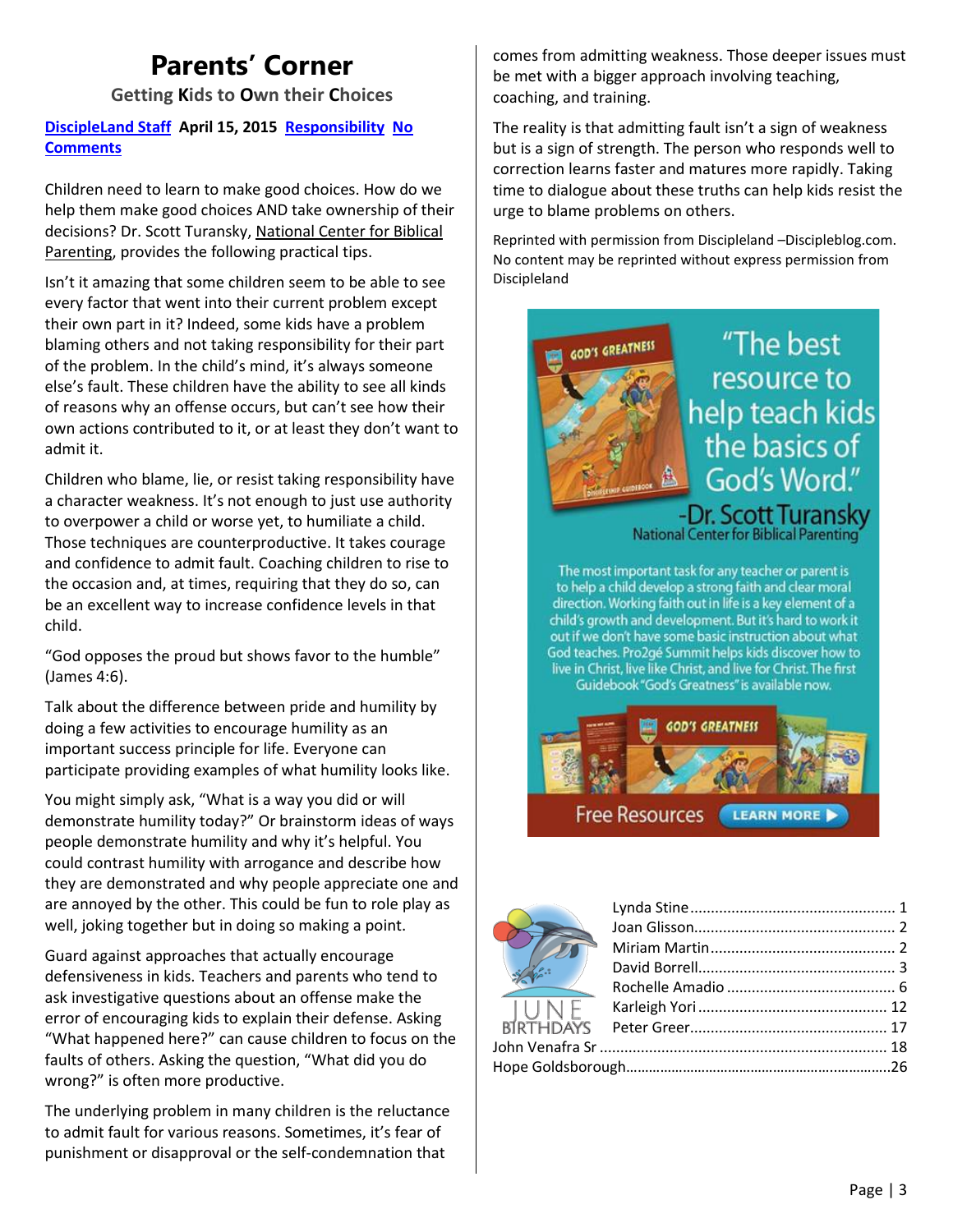# Parents' Corner

## Getting Kids to Own their Choices

**DiscipleLand Staff April 15, 2015 Responsibility No Comments**

Children need to learn to make good choices. How do we help them make good choices AND take ownership of their decisions? Dr. Scott Turansky, National Center for Biblical Parenting, provides the following practical tips.

Isn't it amazing that some children seem to be able to see every factor that went into their current problem except their own part in it? Indeed, some kids have a problem blaming others and not taking responsibility for their part of the problem. In the child's mind, it's always someone else's fault. These children have the ability to see all kinds of reasons why an offense occurs, but can't see how their own actions contributed to it, or at least they don't want to admit it.

Children who blame, lie, or resist taking responsibility have a character weakness. It's not enough to just use authority to overpower a child or worse yet, to humiliate a child. Those techniques are counterproductive. It takes courage and confidence to admit fault. Coaching children to rise to the occasion and, at times, requiring that they do so, can be an excellent way to increase confidence levels in that child.

"God opposes the proud but shows favor to the humble" (James 4:6).

Talk about the difference between pride and humility by doing a few activities to encourage humility as an important success principle for life. Everyone can participate providing examples of what humility looks like.

You might simply ask, "What is a way you did or will demonstrate humility today?" Or brainstorm ideas of ways people demonstrate humility and why it's helpful. You could contrast humility with arrogance and describe how they are demonstrated and why people appreciate one and are annoyed by the other. This could be fun to role play as well, joking together but in doing so making a point.

Guard against approaches that actually encourage defensiveness in kids. Teachers and parents who tend to ask investigative questions about an offense make the error of encouraging kids to explain their defense. Asking "What happened here?" can cause children to focus on the faults of others. Asking the question, "What did you do wrong?" is often more productive.

The underlying problem in many children is the reluctance to admit fault for various reasons. Sometimes, it's fear of punishment or disapproval or the self-condemnation that comes from admitting weakness. Those deeper issues must be met with a bigger approach involving teaching, coaching, and training.

The reality is that admitting fault isn't a sign of weakness but is a sign of strength. The person who responds well to correction learns faster and matures more rapidly. Taking time to dialogue about these truths can help kids resist the urge to blame problems on others.

Reprinted with permission from Discipleland –Discipleblog.com. No content may be reprinted without express permission from Discipleland

"The best resource to help teach kids the basics of God's Word."
-Dr. Scott Turansky
National Center for Biblical Parenting

The most important task for any teacher or parent is to help a child develop a strong faith and clear moral direction. Working faith out in life is a key element of a child's growth and development. But it's hard to work it out if we don't have some basic instruction about what God teaches. Pro2gé Summit helps kids discover how to live in Christ, live like Christ, and live for Christ. The first Guidebook "God's Greatness" is available now.

Free Resources LEARN MORE

## JUNE BIRTHDAYS

Lynda Stine ........................................ 1
Joan Glisson ........................................ 2
Miriam Martin ........................................ 2
David Borrell ........................................ 3
Rochelle Amadio ........................................ 6
Karleigh Yori ........................................ 12
Peter Greer ........................................ 17
John Venafra Sr ........................................ 18
Hope Goldsborough ........................................ 26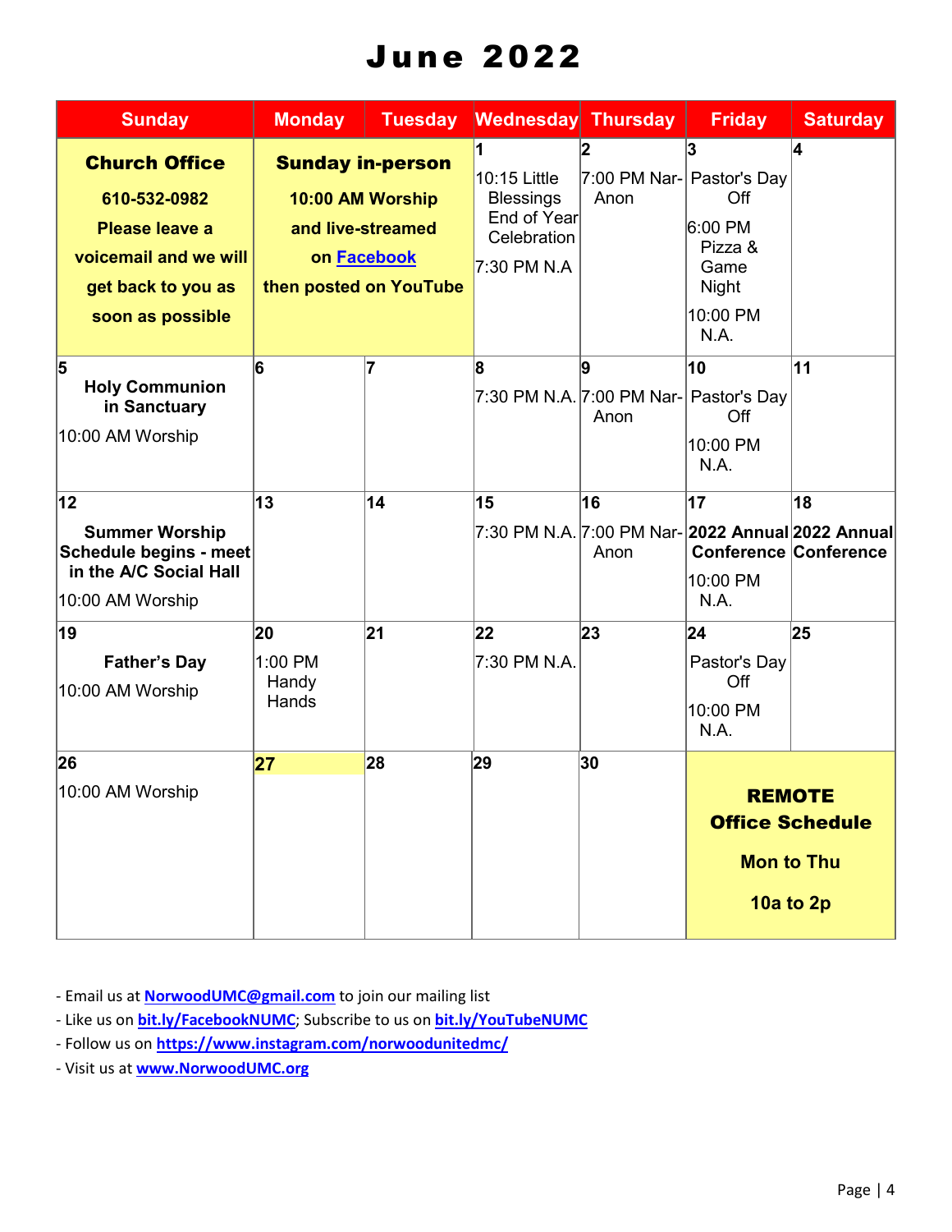# June 2022

| Sunday | Monday | Tuesday | Wednesday | Thursday | Friday | Saturday |
|---|---|---|---|---|---|---|
| **Church Office** **610-532-0982** **Please leave a voicemail and we will get back to you as soon as possible** | **Sunday in-person** **10:00 AM Worship and live-streamed on Facebook then posted on YouTube** | | 1 10:15 Little Blessings End of Year Celebration 7:30 PM N.A | 2 7:00 PM Nar-Anon | 3 Pastor's Day Off 6:00 PM Pizza & Game Night 10:00 PM N.A. | 4 |
| 5 **Holy Communion in Sanctuary** 10:00 AM Worship | 6 | 7 | 8 7:30 PM N.A. | 9 7:00 PM Nar-Anon | 10 Pastor's Day Off 10:00 PM N.A. | 11 |
| 12 **Summer Worship Schedule begins - meet in the A/C Social Hall** 10:00 AM Worship | 13 | 14 | 15 7:30 PM N.A. | 16 7:00 PM Nar-Anon | 17 **2022 Annual Conference** 10:00 PM N.A. | 18 **2022 Annual Conference** |
| 19 **Father's Day** 10:00 AM Worship | 20 1:00 PM Handy Hands | 21 | 22 7:30 PM N.A. | 23 | 24 Pastor's Day Off 10:00 PM N.A. | 25 |
| 26 10:00 AM Worship | 27 | 28 | 29 | 30 | **REMOTE Office Schedule** **Mon to Thu** **10a to 2p** | |

- Email us at **NorwoodUMC@gmail.com** to join our mailing list
- Like us on **bit.ly/FacebookNUMC**; Subscribe to us on **bit.ly/YouTubeNUMC**
- Follow us on **https://www.instagram.com/norwoodunitedmc/**
- Visit us at **www.NorwoodUMC.org**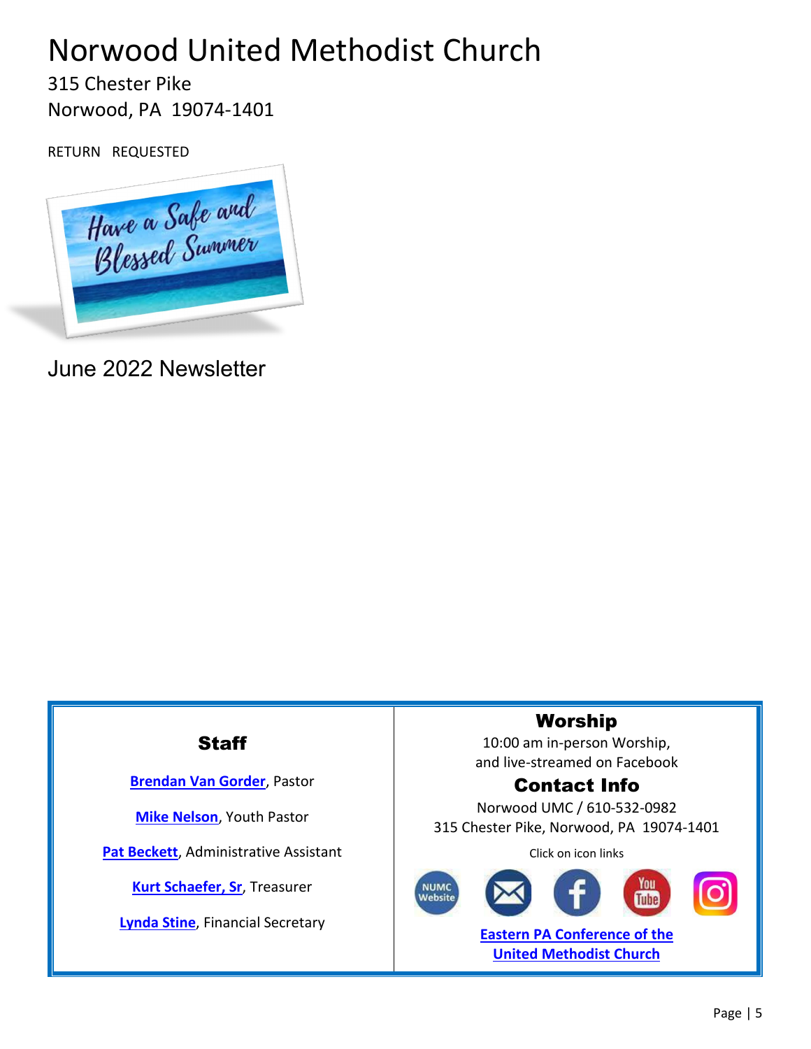# Norwood United Methodist Church

315 Chester Pike
Norwood, PA 19074-1401

RETURN REQUESTED

Have a Safe and Blessed Summer

June 2022 Newsletter

## Staff

**Brendan Van Gorder**, Pastor

**Mike Nelson**, Youth Pastor

**Pat Beckett**, Administrative Assistant

**Kurt Schaefer, Sr**, Treasurer

**Lynda Stine**, Financial Secretary

## Worship

10:00 am in-person Worship,
and live-streamed on Facebook

## Contact Info

Norwood UMC / 610-532-0982
315 Chester Pike, Norwood, PA 19074-1401

Click on icon links

NUMC Website

**Eastern PA Conference of the United Methodist Church**